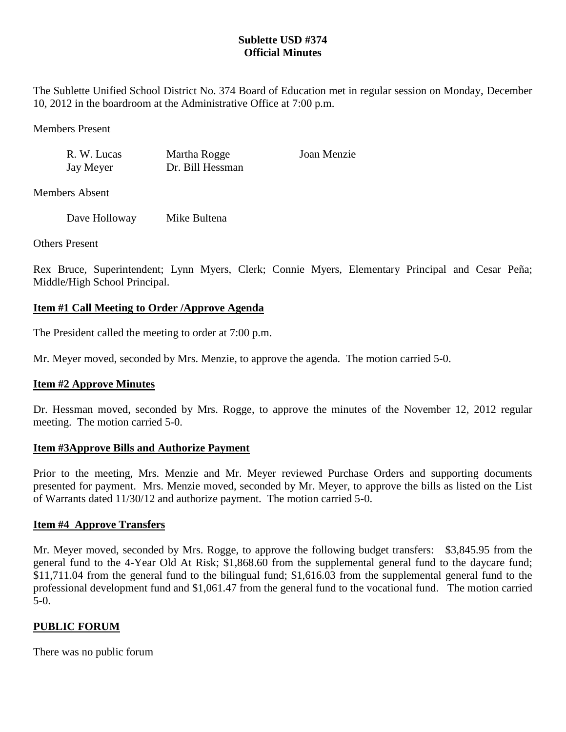# Sublette USD #374
## Official Minutes

The Sublette Unified School District No. 374 Board of Education met in regular session on Monday, December 10, 2012 in the boardroom at the Administrative Office at 7:00 p.m.

Members Present

| | | |
|---|---|---|
| R. W. Lucas | Martha Rogge | Joan Menzie |
| Jay Meyer | Dr. Bill Hessman | |

Members Absent

Dave Holloway    Mike Bultena

Others Present

Rex Bruce, Superintendent; Lynn Myers, Clerk; Connie Myers, Elementary Principal and Cesar Peña; Middle/High School Principal.

**Item #1 Call Meeting to Order /Approve Agenda**

The President called the meeting to order at 7:00 p.m.

Mr. Meyer moved, seconded by Mrs. Menzie, to approve the agenda. The motion carried 5-0.

**Item #2 Approve Minutes**

Dr. Hessman moved, seconded by Mrs. Rogge, to approve the minutes of the November 12, 2012 regular meeting. The motion carried 5-0.

**Item #3Approve Bills and Authorize Payment**

Prior to the meeting, Mrs. Menzie and Mr. Meyer reviewed Purchase Orders and supporting documents presented for payment. Mrs. Menzie moved, seconded by Mr. Meyer, to approve the bills as listed on the List of Warrants dated 11/30/12 and authorize payment. The motion carried 5-0.

**Item #4 Approve Transfers**

Mr. Meyer moved, seconded by Mrs. Rogge, to approve the following budget transfers: $3,845.95 from the general fund to the 4-Year Old At Risk; $1,868.60 from the supplemental general fund to the daycare fund; $11,711.04 from the general fund to the bilingual fund; $1,616.03 from the supplemental general fund to the professional development fund and $1,061.47 from the general fund to the vocational fund. The motion carried 5-0.

**PUBLIC FORUM**

There was no public forum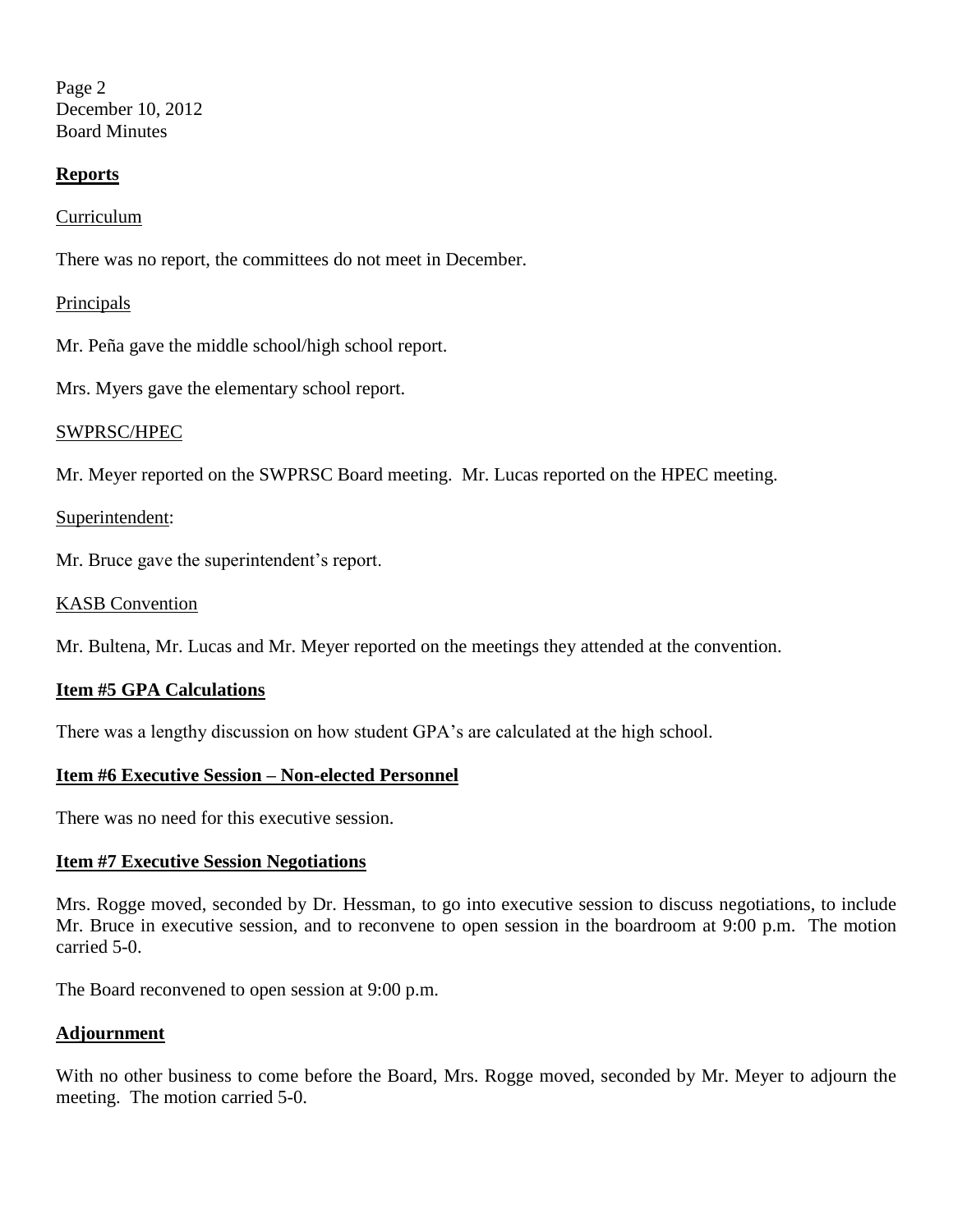## Reports

Curriculum

There was no report, the committees do not meet in December.

Principals

Mr. Peña gave the middle school/high school report.

Mrs. Myers gave the elementary school report.

SWPRSC/HPEC

Mr. Meyer reported on the SWPRSC Board meeting. Mr. Lucas reported on the HPEC meeting.

Superintendent:

Mr. Bruce gave the superintendent's report.

KASB Convention

Mr. Bultena, Mr. Lucas and Mr. Meyer reported on the meetings they attended at the convention.

## Item #5 GPA Calculations

There was a lengthy discussion on how student GPA's are calculated at the high school.

## Item #6 Executive Session – Non-elected Personnel

There was no need for this executive session.

## Item #7 Executive Session Negotiations

Mrs. Rogge moved, seconded by Dr. Hessman, to go into executive session to discuss negotiations, to include Mr. Bruce in executive session, and to reconvene to open session in the boardroom at 9:00 p.m. The motion carried 5-0.

The Board reconvened to open session at 9:00 p.m.

## Adjournment

With no other business to come before the Board, Mrs. Rogge moved, seconded by Mr. Meyer to adjourn the meeting. The motion carried 5-0.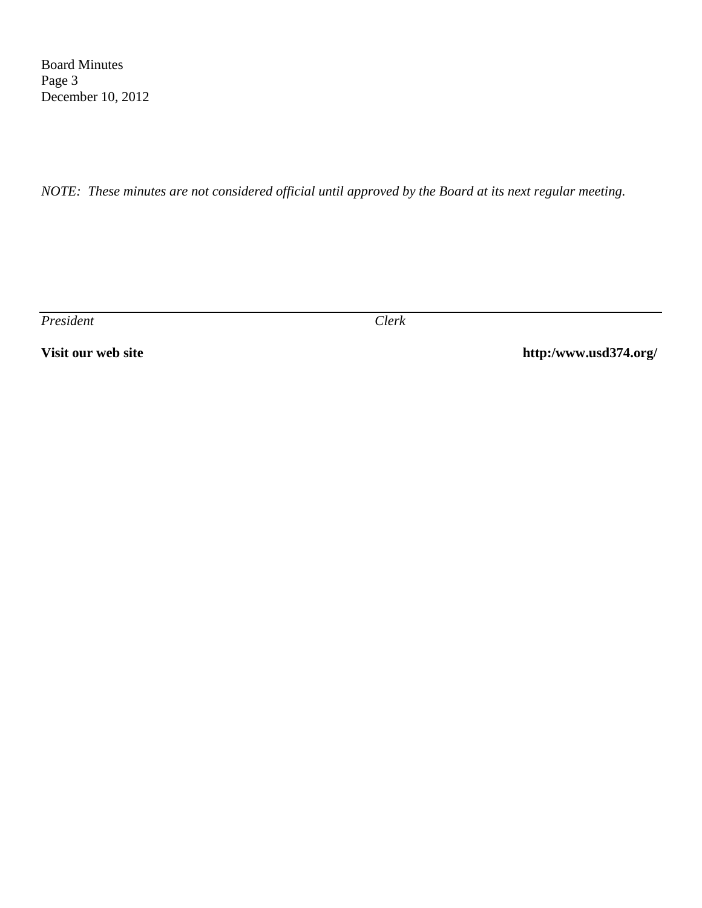*NOTE: These minutes are not considered official until approved by the Board at its next regular meeting.*

*President* *Clerk*

**Visit our web site** **http:/www.usd374.org/**